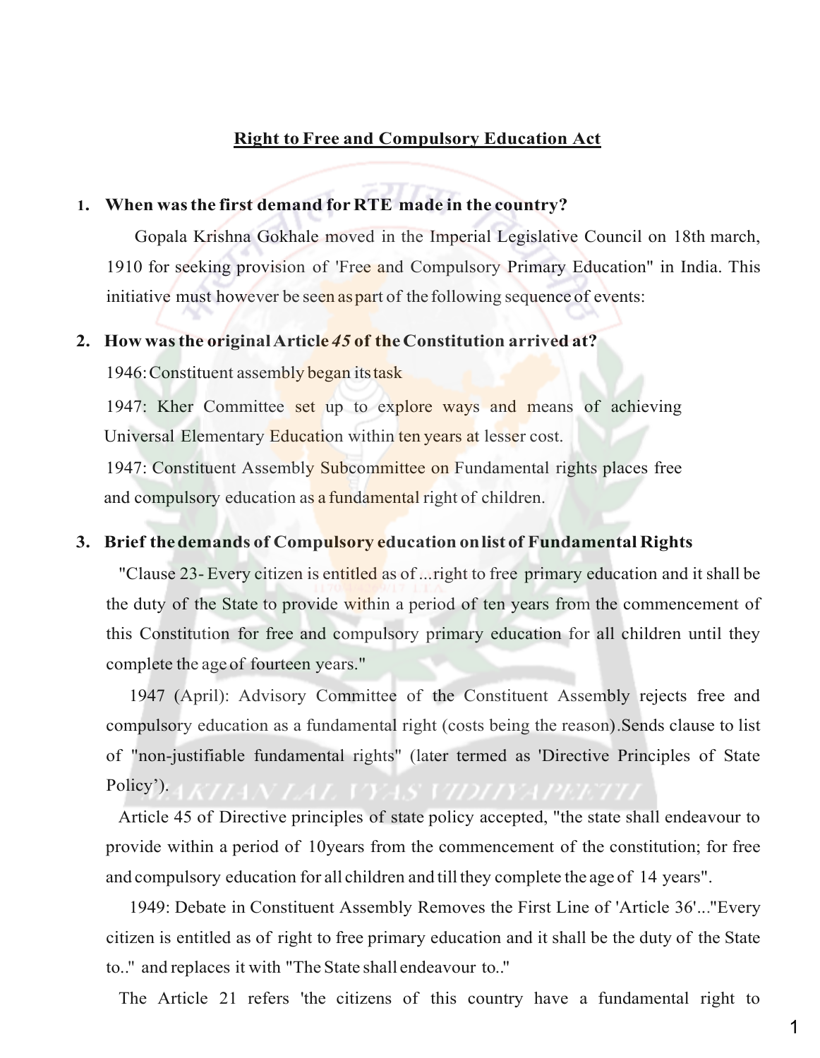# Right to Free and Compulsory Education Act

1. **When was the first demand for RTE made in the country?**

   Gopala Krishna Gokhale moved in the Imperial Legislative Council on 18th march, 1910 for seeking provision of 'Free and Compulsory Primary Education" in India. This initiative must however be seen as part of the following sequence of events:

2. **How was the original Article *45* of the Constitution arrived at?**

   1946: Constituent assembly began its task

   1947: Kher Committee set up to explore ways and means of achieving Universal Elementary Education within ten years at lesser cost.

   1947: Constituent Assembly Subcommittee on Fundamental rights places free and compulsory education as a fundamental right of children.

3. **Brief the demands of Compulsory education on list of Fundamental Rights**

   "Clause 23- Every citizen is entitled as of ...right to free primary education and it shall be the duty of the State to provide within a period of ten years from the commencement of this Constitution for free and compulsory primary education for all children until they complete the age of fourteen years."

   1947 (April): Advisory Committee of the Constituent Assembly rejects free and compulsory education as a fundamental right (costs being the reason).Sends clause to list of "non-justifiable fundamental rights" (later termed as 'Directive Principles of State Policy').

   Article 45 of Directive principles of state policy accepted, "the state shall endeavour to provide within a period of 10years from the commencement of the constitution; for free and compulsory education for all children and till they complete the age of 14 years".

   1949: Debate in Constituent Assembly Removes the First Line of 'Article 36'..."Every citizen is entitled as of right to free primary education and it shall be the duty of the State to.." and replaces it with "The State shall endeavour to.."

   The Article 21 refers 'the citizens of this country have a fundamental right to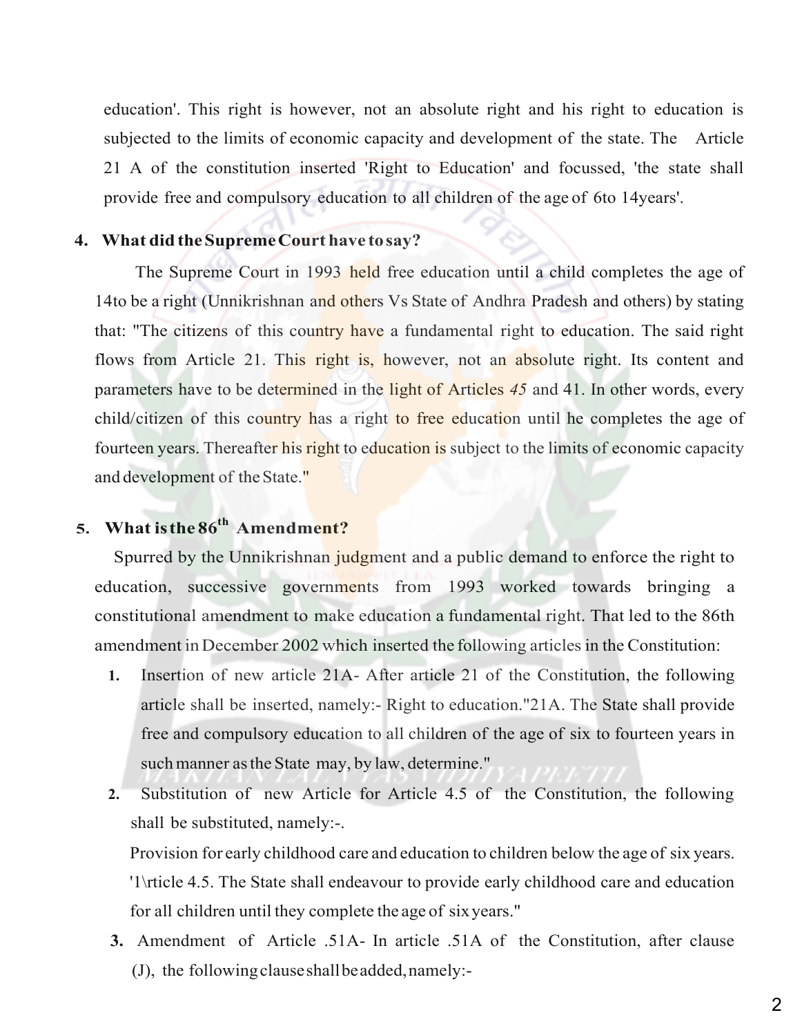education'. This right is however, not an absolute right and his right to education is subjected to the limits of economic capacity and development of the state. The Article 21 A of the constitution inserted 'Right to Education' and focussed, 'the state shall provide free and compulsory education to all children of the age of 6to 14years'.

## 4. What did the Supreme Court have to say?

The Supreme Court in 1993 held free education until a child completes the age of 14to be a right (Unnikrishnan and others Vs State of Andhra Pradesh and others) by stating that: "The citizens of this country have a fundamental right to education. The said right flows from Article 21. This right is, however, not an absolute right. Its content and parameters have to be determined in the light of Articles *45* and 41. In other words, every child/citizen of this country has a right to free education until he completes the age of fourteen years. Thereafter his right to education is subject to the limits of economic capacity and development of the State."

## 5. What is the 86th Amendment?

Spurred by the Unnikrishnan judgment and a public demand to enforce the right to education, successive governments from 1993 worked towards bringing a constitutional amendment to make education a fundamental right. That led to the 86th amendment in December 2002 which inserted the following articles in the Constitution:

1. Insertion of new article 21A- After article 21 of the Constitution, the following article shall be inserted, namely:- Right to education."21A. The State shall provide free and compulsory education to all children of the age of six to fourteen years in such manner as the State may, by law, determine."
2. Substitution of new Article for Article 4.5 of the Constitution, the following shall be substituted, namely:-.

   Provision for early childhood care and education to children below the age of six years. '1\rticle 4.5. The State shall endeavour to provide early childhood care and education for all children until they complete the age of six years."
3. Amendment of Article .51A- In article .51A of the Constitution, after clause (J), the following clause shall be added, namely:-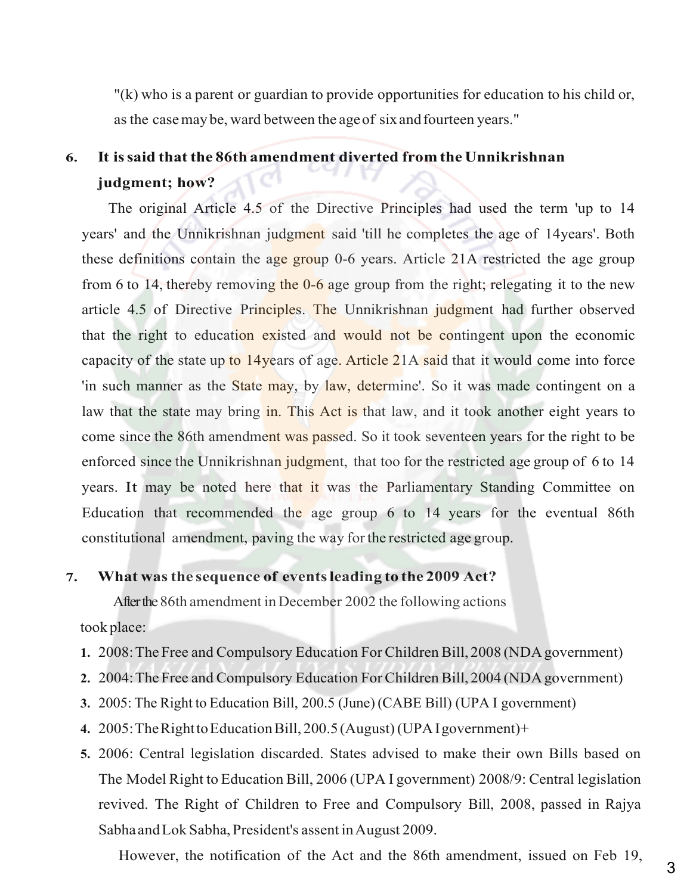"(k) who is a parent or guardian to provide opportunities for education to his child or, as the case may be, ward between the age of six and fourteen years."

**6. It is said that the 86th amendment diverted from the Unnikrishnan judgment; how?**

The original Article 4.5 of the Directive Principles had used the term 'up to 14 years' and the Unnikrishnan judgment said 'till he completes the age of 14years'. Both these definitions contain the age group 0-6 years. Article 21A restricted the age group from 6 to 14, thereby removing the 0-6 age group from the right; relegating it to the new article 4.5 of Directive Principles. The Unnikrishnan judgment had further observed that the right to education existed and would not be contingent upon the economic capacity of the state up to 14years of age. Article 21A said that it would come into force 'in such manner as the State may, by law, determine'. So it was made contingent on a law that the state may bring in. This Act is that law, and it took another eight years to come since the 86th amendment was passed. So it took seventeen years for the right to be enforced since the Unnikrishnan judgment, that too for the restricted age group of 6 to 14 years. It may be noted here that it was the Parliamentary Standing Committee on Education that recommended the age group 6 to 14 years for the eventual 86th constitutional amendment, paving the way for the restricted age group.

**7. What was the sequence of events leading to the 2009 Act?**

After the 86th amendment in December 2002 the following actions took place:

1. 2008: The Free and Compulsory Education For Children Bill, 2008 (NDA government)
2. 2004: The Free and Compulsory Education For Children Bill, 2004 (NDA government)
3. 2005: The Right to Education Bill, 200.5 (June) (CABE Bill) (UPA I government)
4. 2005: The Right to Education Bill, 200.5 (August) (UPA I government)+
5. 2006: Central legislation discarded. States advised to make their own Bills based on The Model Right to Education Bill, 2006 (UPA I government) 2008/9: Central legislation revived. The Right of Children to Free and Compulsory Bill, 2008, passed in Rajya Sabha and Lok Sabha, President's assent in August 2009.

However, the notification of the Act and the 86th amendment, issued on Feb 19,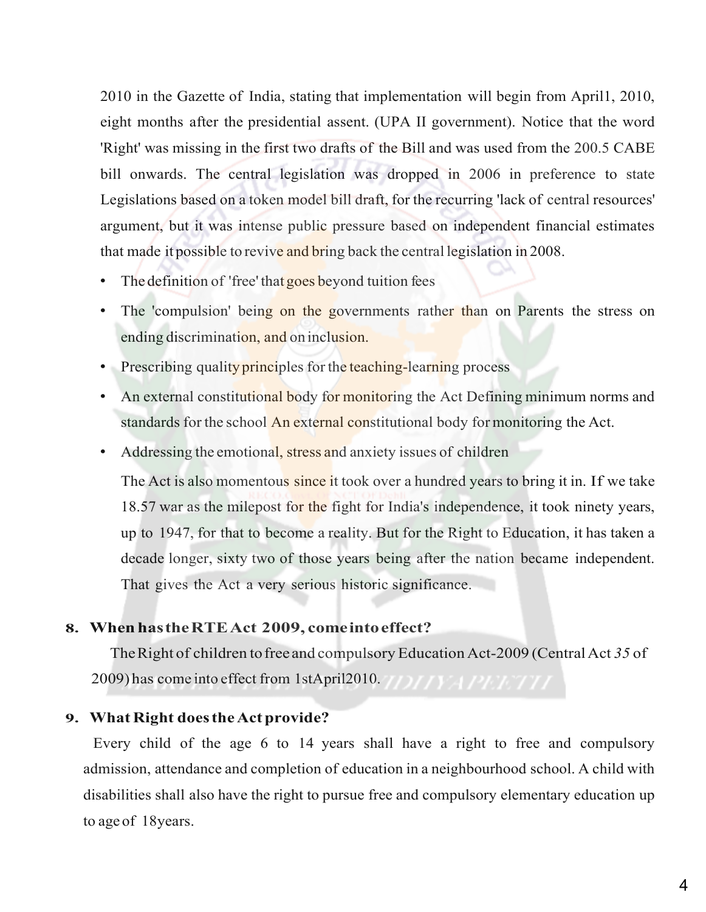2010 in the Gazette of India, stating that implementation will begin from April1, 2010, eight months after the presidential assent. (UPA II government). Notice that the word 'Right' was missing in the first two drafts of the Bill and was used from the 200.5 CABE bill onwards. The central legislation was dropped in 2006 in preference to state Legislations based on a token model bill draft, for the recurring 'lack of central resources' argument, but it was intense public pressure based on independent financial estimates that made it possible to revive and bring back the central legislation in 2008.

- The definition of 'free' that goes beyond tuition fees
- The 'compulsion' being on the governments rather than on Parents the stress on ending discrimination, and on inclusion.
- Prescribing quality principles for the teaching-learning process
- An external constitutional body for monitoring the Act Defining minimum norms and standards for the school An external constitutional body for monitoring the Act.
- Addressing the emotional, stress and anxiety issues of children

  The Act is also momentous since it took over a hundred years to bring it in. If we take 18.57 war as the milepost for the fight for India's independence, it took ninety years, up to 1947, for that to become a reality. But for the Right to Education, it has taken a decade longer, sixty two of those years being after the nation became independent. That gives the Act a very serious historic significance.

**8. When has the RTE Act 2009, come into effect?**

The Right of children to free and compulsory Education Act-2009 (Central Act *35* of 2009) has come into effect from 1stApril2010.

**9. What Right does the Act provide?**

Every child of the age 6 to 14 years shall have a right to free and compulsory admission, attendance and completion of education in a neighbourhood school. A child with disabilities shall also have the right to pursue free and compulsory elementary education up to age of 18years.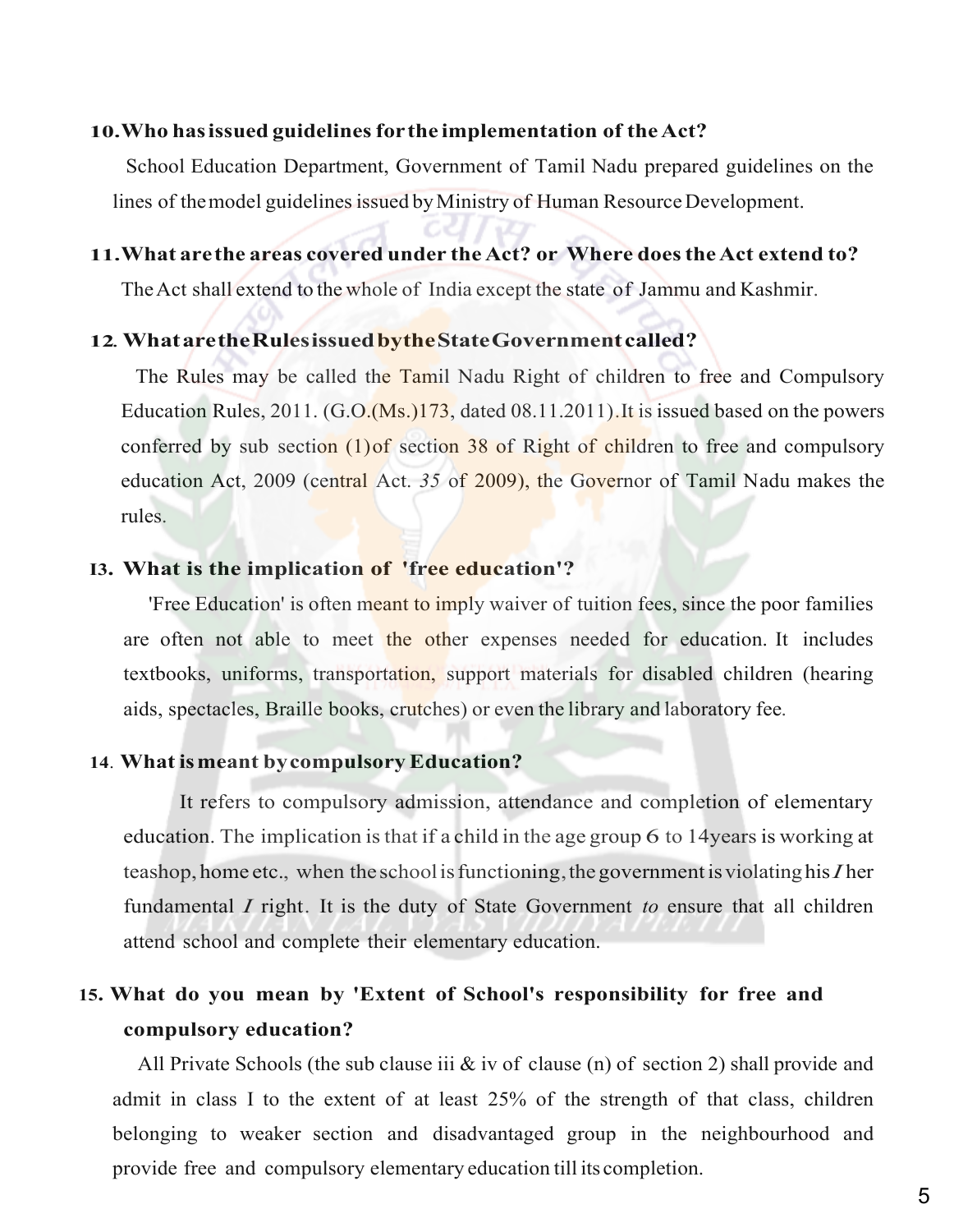**10. Who has issued guidelines for the implementation of the Act?**

School Education Department, Government of Tamil Nadu prepared guidelines on the lines of the model guidelines issued by Ministry of Human Resource Development.

**11. What are the areas covered under the Act? or Where does the Act extend to?**

The Act shall extend to the whole of India except the state of Jammu and Kashmir.

**12. What are the Rules issued by the State Government called?**

The Rules may be called the Tamil Nadu Right of children to free and Compulsory Education Rules, 2011. (G.O.(Ms.)173, dated 08.11.2011). It is issued based on the powers conferred by sub section (1) of section 38 of Right of children to free and compulsory education Act, 2009 (central Act. *35* of 2009), the Governor of Tamil Nadu makes the rules.

**13. What is the implication of 'free education'?**

'Free Education' is often meant to imply waiver of tuition fees, since the poor families are often not able to meet the other expenses needed for education. It includes textbooks, uniforms, transportation, support materials for disabled children (hearing aids, spectacles, Braille books, crutches) or even the library and laboratory fee.

**14. What is meant by compulsory Education?**

It refers to compulsory admission, attendance and completion of elementary education. The implication is that if a child in the age group 6 to 14years is working at teashop, home etc., when the school is functioning, the government is violating his *I* her fundamental *I* right. It is the duty of State Government *to* ensure that all children attend school and complete their elementary education.

**15. What do you mean by 'Extent of School's responsibility for free and compulsory education?**

All Private Schools (the sub clause iii & iv of clause (n) of section 2) shall provide and admit in class I to the extent of at least 25% of the strength of that class, children belonging to weaker section and disadvantaged group in the neighbourhood and provide free and compulsory elementary education till its completion.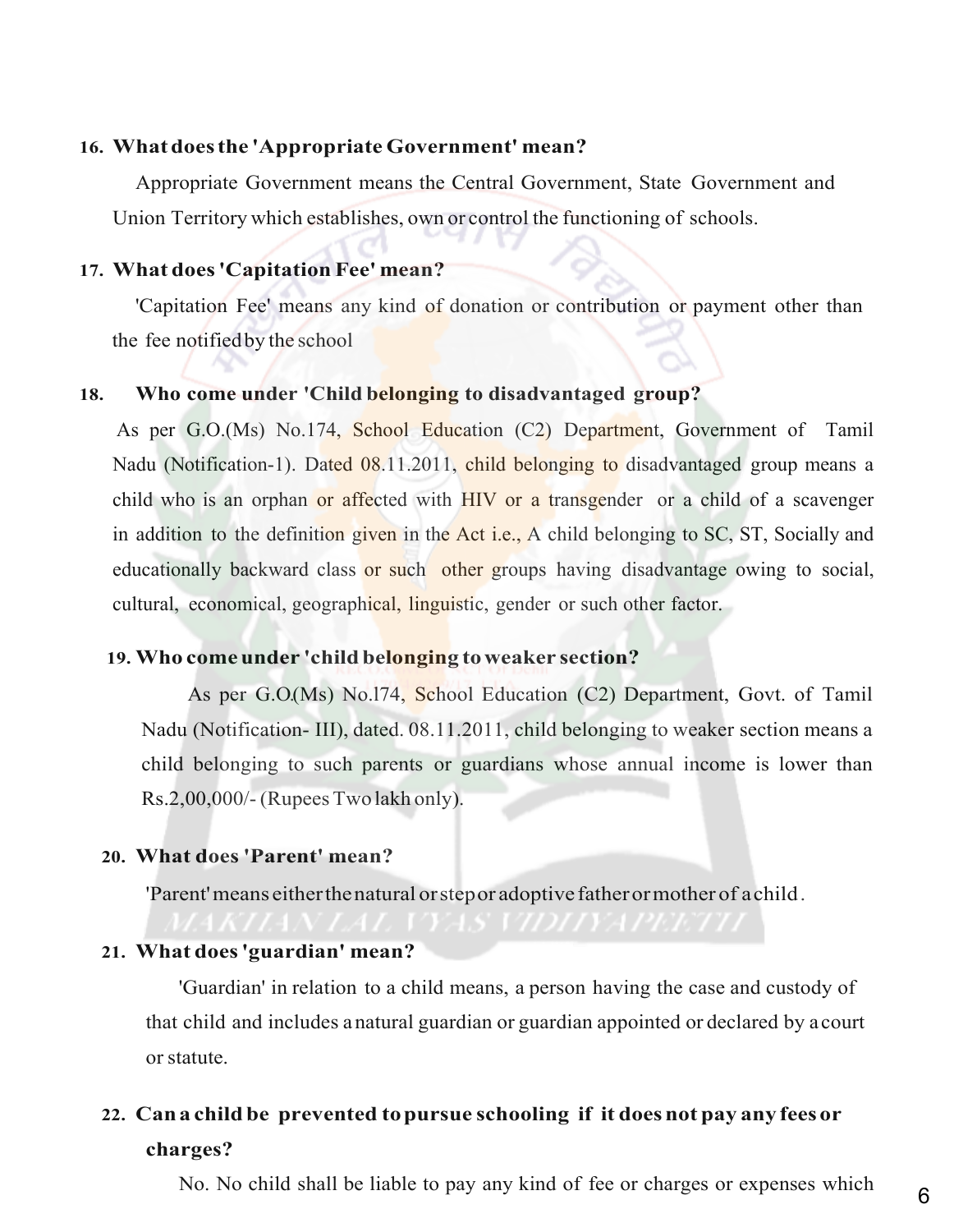**16. What does the 'Appropriate Government' mean?**

Appropriate Government means the Central Government, State Government and Union Territory which establishes, own or control the functioning of schools.

**17. What does 'Capitation Fee' mean?**

'Capitation Fee' means any kind of donation or contribution or payment other than the fee notified by the school

**18. Who come under 'Child belonging to disadvantaged group?**

As per G.O.(Ms) No.174, School Education (C2) Department, Government of Tamil Nadu (Notification-1). Dated 08.11.2011, child belonging to disadvantaged group means a child who is an orphan or affected with HIV or a transgender or a child of a scavenger in addition to the definition given in the Act i.e., A child belonging to SC, ST, Socially and educationally backward class or such other groups having disadvantage owing to social, cultural, economical, geographical, linguistic, gender or such other factor.

**19. Who come under 'child belonging to weaker section?**

As per G.O(Ms) No.l74, School Education (C2) Department, Govt. of Tamil Nadu (Notification- III), dated. 08.11.2011, child belonging to weaker section means a child belonging to such parents or guardians whose annual income is lower than Rs.2,00,000/- (Rupees Two lakh only).

**20. What does 'Parent' mean?**

'Parent' means either the natural or step or adoptive father or mother of a child.

**21. What does 'guardian' mean?**

'Guardian' in relation to a child means, a person having the case and custody of that child and includes a natural guardian or guardian appointed or declared by a court or statute.

**22. Can a child be prevented to pursue schooling if it does not pay any fees or charges?**

No. No child shall be liable to pay any kind of fee or charges or expenses which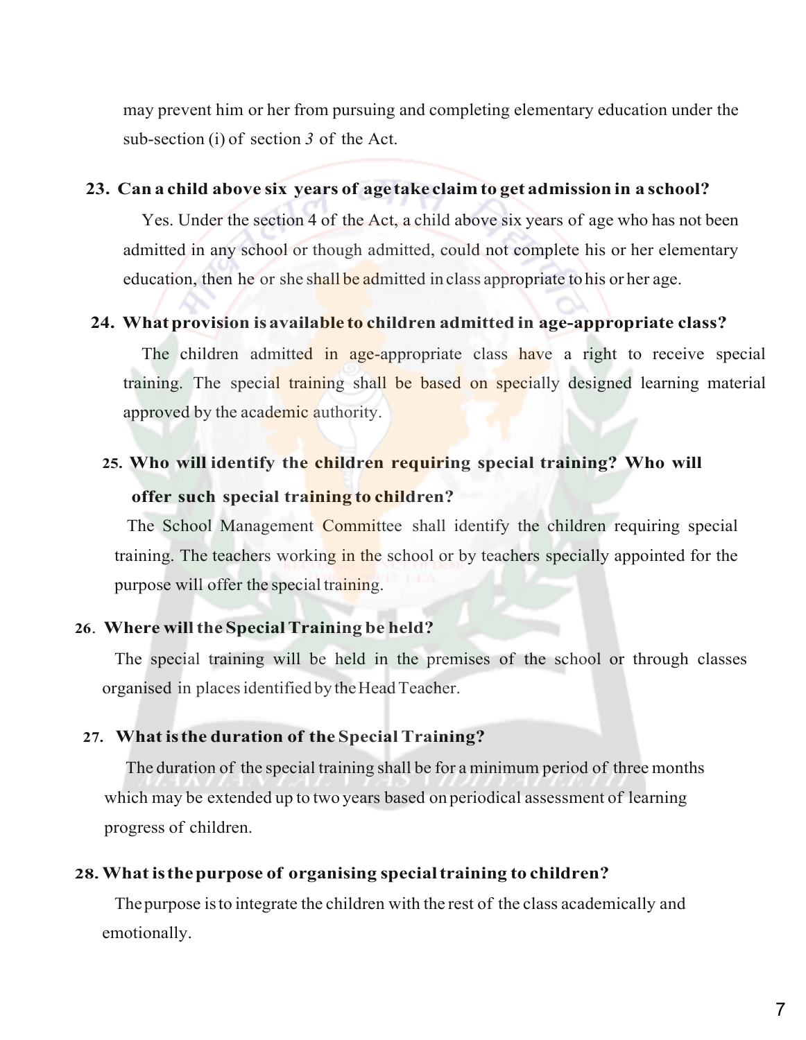may prevent him or her from pursuing and completing elementary education under the sub-section (i) of section *3* of the Act.

**23. Can a child above six years of age take claim to get admission in a school?**

Yes. Under the section 4 of the Act, a child above six years of age who has not been admitted in any school or though admitted, could not complete his or her elementary education, then he or she shall be admitted in class appropriate to his or her age.

**24. What provision is available to children admitted in age-appropriate class?**

The children admitted in age-appropriate class have a right to receive special training. The special training shall be based on specially designed learning material approved by the academic authority.

**25. Who will identify the children requiring special training? Who will offer such special training to children?**

The School Management Committee shall identify the children requiring special training. The teachers working in the school or by teachers specially appointed for the purpose will offer the special training.

**26. Where will the Special Training be held?**

The special training will be held in the premises of the school or through classes organised in places identified by the Head Teacher.

**27. What is the duration of the Special Training?**

The duration of the special training shall be for a minimum period of three months which may be extended up to two years based on periodical assessment of learning progress of children.

**28. What is the purpose of organising special training to children?**

The purpose is to integrate the children with the rest of the class academically and emotionally.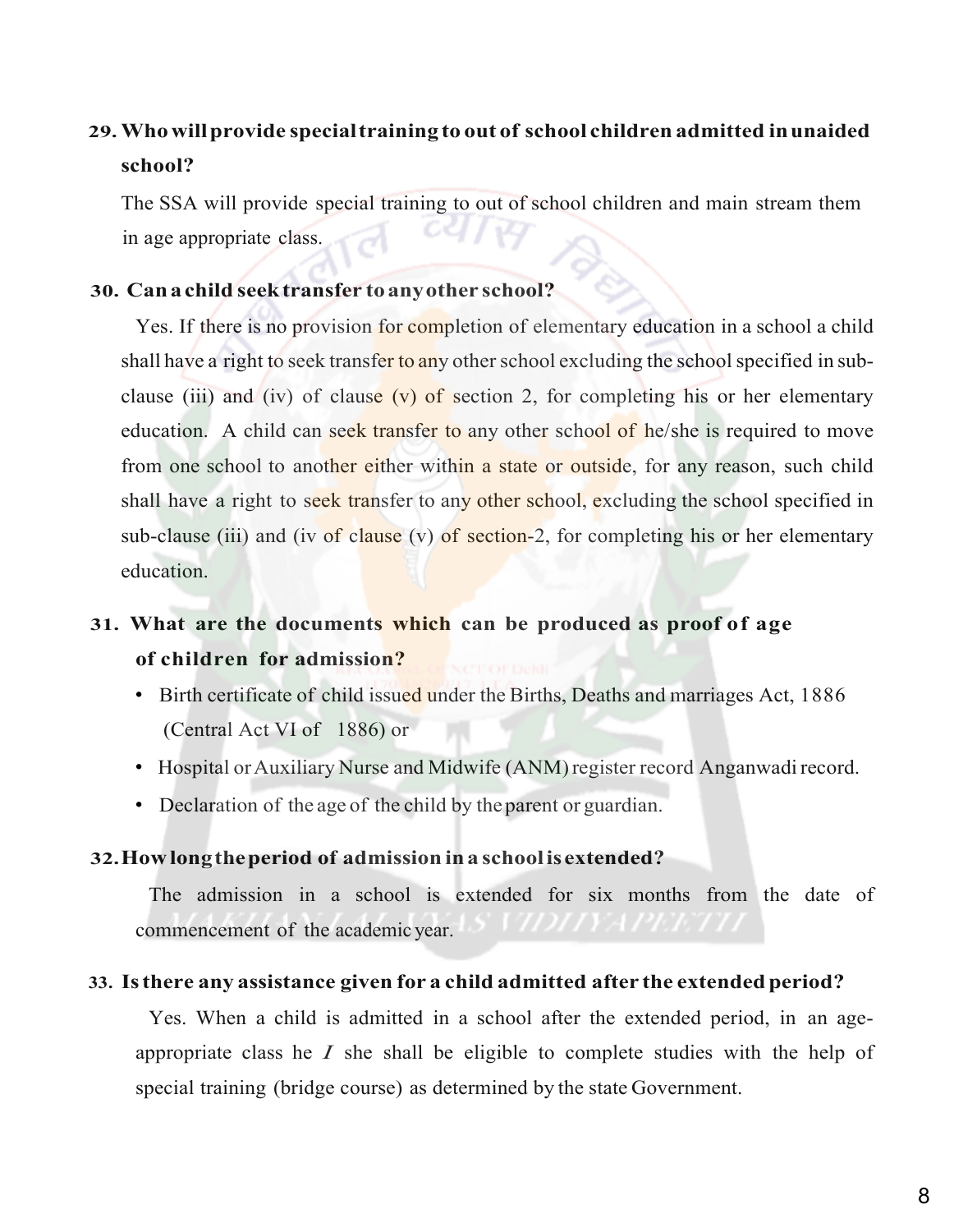**29. Who will provide special training to out of school children admitted in unaided school?**

The SSA will provide special training to out of school children and main stream them in age appropriate class.

**30. Can a child seek transfer to any other school?**

Yes. If there is no provision for completion of elementary education in a school a child shall have a right to seek transfer to any other school excluding the school specified in sub-clause (iii) and (iv) of clause (v) of section 2, for completing his or her elementary education. A child can seek transfer to any other school of he/she is required to move from one school to another either within a state or outside, for any reason, such child shall have a right to seek transfer to any other school, excluding the school specified in sub-clause (iii) and (iv of clause (v) of section-2, for completing his or her elementary education.

**31. What are the documents which can be produced as proof of age of children for admission?**

- Birth certificate of child issued under the Births, Deaths and marriages Act, 1886 (Central Act VI of 1886) or
- Hospital or Auxiliary Nurse and Midwife (ANM) register record Anganwadi record.
- Declaration of the age of the child by the parent or guardian.

**32. How long the period of admission in a school is extended?**

The admission in a school is extended for six months from the date of commencement of the academic year.

**33. Is there any assistance given for a child admitted after the extended period?**

Yes. When a child is admitted in a school after the extended period, in an age-appropriate class he *I* she shall be eligible to complete studies with the help of special training (bridge course) as determined by the state Government.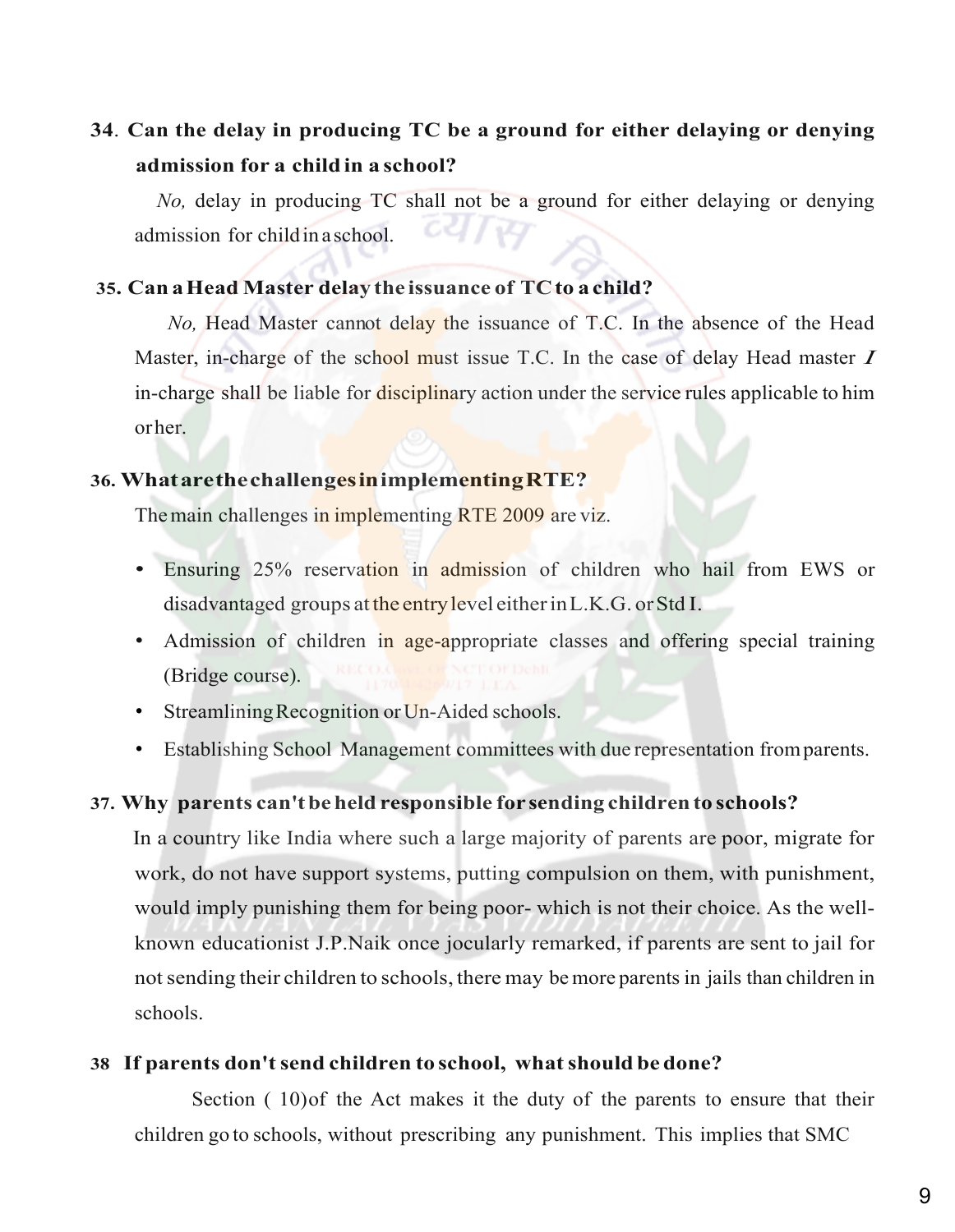**34. Can the delay in producing TC be a ground for either delaying or denying admission for a child in a school?**

*No,* delay in producing TC shall not be a ground for either delaying or denying admission for child in a school.

**35. Can a Head Master delay the issuance of TC to a child?**

*No,* Head Master cannot delay the issuance of T.C. In the absence of the Head Master, in-charge of the school must issue T.C. In the case of delay Head master / in-charge shall be liable for disciplinary action under the service rules applicable to him or her.

**36. What are the challenges in implementing RTE?**

The main challenges in implementing RTE 2009 are viz.

- Ensuring 25% reservation in admission of children who hail from EWS or disadvantaged groups at the entry level either in L.K.G. or Std I.
- Admission of children in age-appropriate classes and offering special training (Bridge course).
- Streamlining Recognition or Un-Aided schools.
- Establishing School Management committees with due representation from parents.

**37. Why parents can't be held responsible for sending children to schools?**

In a country like India where such a large majority of parents are poor, migrate for work, do not have support systems, putting compulsion on them, with punishment, would imply punishing them for being poor- which is not their choice. As the well-known educationist J.P.Naik once jocularly remarked, if parents are sent to jail for not sending their children to schools, there may be more parents in jails than children in schools.

**38 If parents don't send children to school, what should be done?**

Section ( 10)of the Act makes it the duty of the parents to ensure that their children go to schools, without prescribing any punishment. This implies that SMC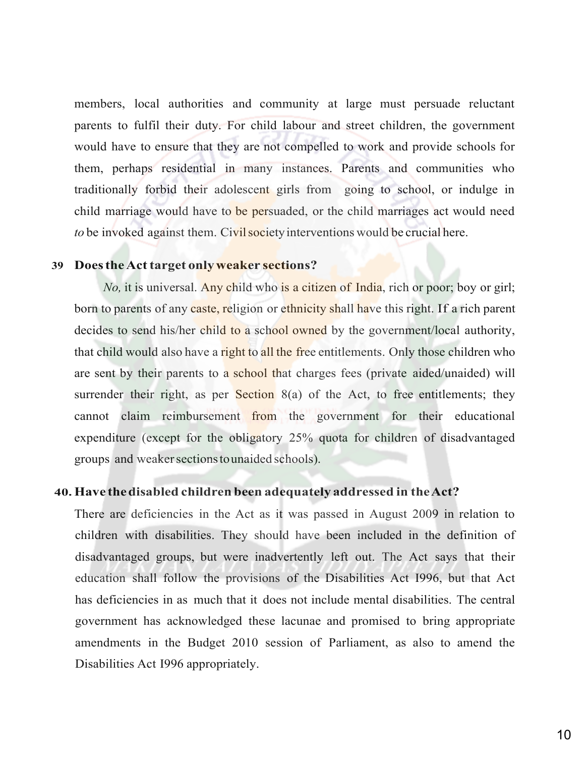members, local authorities and community at large must persuade reluctant parents to fulfil their duty. For child labour and street children, the government would have to ensure that they are not compelled to work and provide schools for them, perhaps residential in many instances. Parents and communities who traditionally forbid their adolescent girls from going to school, or indulge in child marriage would have to be persuaded, or the child marriages act would need *to* be invoked against them. Civil society interventions would be crucial here.

**39 Does the Act target only weaker sections?**

*No,* it is universal. Any child who is a citizen of India, rich or poor; boy or girl; born to parents of any caste, religion or ethnicity shall have this right. If a rich parent decides to send his/her child to a school owned by the government/local authority, that child would also have a right to all the free entitlements. Only those children who are sent by their parents to a school that charges fees (private aided/unaided) will surrender their right, as per Section 8(a) of the Act, to free entitlements; they cannot claim reimbursement from the government for their educational expenditure (except for the obligatory 25% quota for children of disadvantaged groups and weaker sections to unaided schools).

**40. Have the disabled children been adequately addressed in the Act?**

There are deficiencies in the Act as it was passed in August 2009 in relation to children with disabilities. They should have been included in the definition of disadvantaged groups, but were inadvertently left out. The Act says that their education shall follow the provisions of the Disabilities Act I996, but that Act has deficiencies in as much that it does not include mental disabilities. The central government has acknowledged these lacunae and promised to bring appropriate amendments in the Budget 2010 session of Parliament, as also to amend the Disabilities Act I996 appropriately.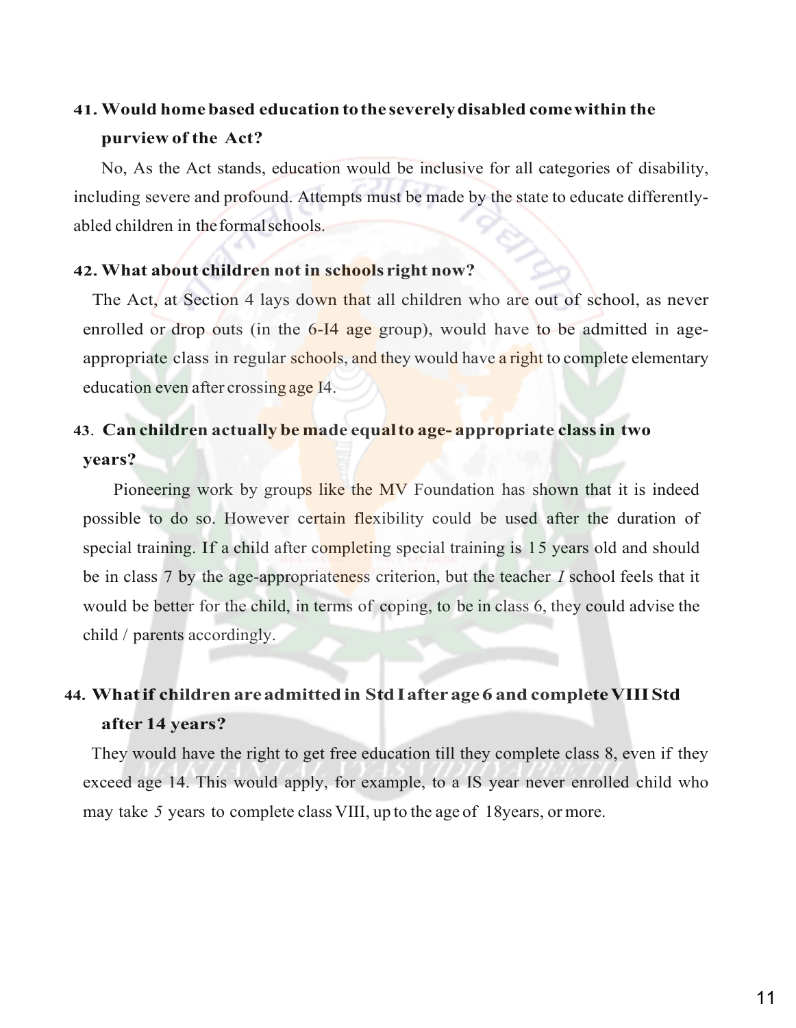**41. Would home based education to the severely disabled come within the purview of the Act?**

No, As the Act stands, education would be inclusive for all categories of disability, including severe and profound. Attempts must be made by the state to educate differently-abled children in the formal schools.

**42. What about children not in schools right now?**

The Act, at Section 4 lays down that all children who are out of school, as never enrolled or drop outs (in the 6-I4 age group), would have to be admitted in age-appropriate class in regular schools, and they would have a right to complete elementary education even after crossing age I4.

**43. Can children actually be made equal to age- appropriate class in two years?**

Pioneering work by groups like the MV Foundation has shown that it is indeed possible to do so. However certain flexibility could be used after the duration of special training. If a child after completing special training is 15 years old and should be in class 7 by the age-appropriateness criterion, but the teacher *I* school feels that it would be better for the child, in terms of coping, to be in class 6, they could advise the child / parents accordingly.

**44. What if children are admitted in Std I after age 6 and complete VIII Std after 14 years?**

They would have the right to get free education till they complete class 8, even if they exceed age 14. This would apply, for example, to a IS year never enrolled child who may take *5* years to complete class VIII, up to the age of 18years, or more.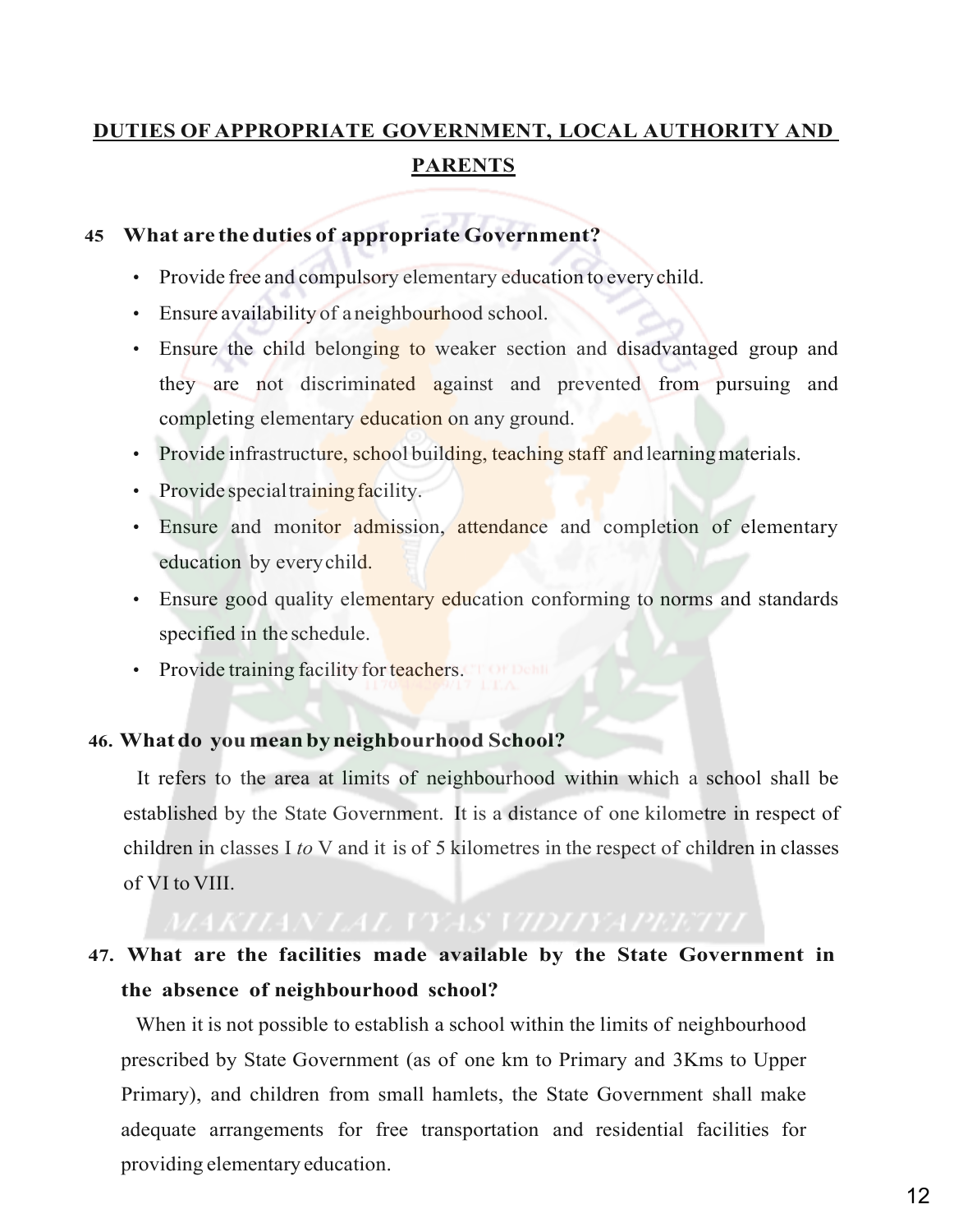## DUTIES OF APPROPRIATE GOVERNMENT, LOCAL AUTHORITY AND PARENTS

### 45 What are the duties of appropriate Government?

- Provide free and compulsory elementary education to every child.
- Ensure availability of a neighbourhood school.
- Ensure the child belonging to weaker section and disadvantaged group and they are not discriminated against and prevented from pursuing and completing elementary education on any ground.
- Provide infrastructure, school building, teaching staff and learning materials.
- Provide special training facility.
- Ensure and monitor admission, attendance and completion of elementary education by every child.
- Ensure good quality elementary education conforming to norms and standards specified in the schedule.
- Provide training facility for teachers.

### 46. What do you mean by neighbourhood School?

It refers to the area at limits of neighbourhood within which a school shall be established by the State Government. It is a distance of one kilometre in respect of children in classes I *to* V and it is of 5 kilometres in the respect of children in classes of VI to VIII.

### 47. What are the facilities made available by the State Government in the absence of neighbourhood school?

When it is not possible to establish a school within the limits of neighbourhood prescribed by State Government (as of one km to Primary and 3Kms to Upper Primary), and children from small hamlets, the State Government shall make adequate arrangements for free transportation and residential facilities for providing elementary education.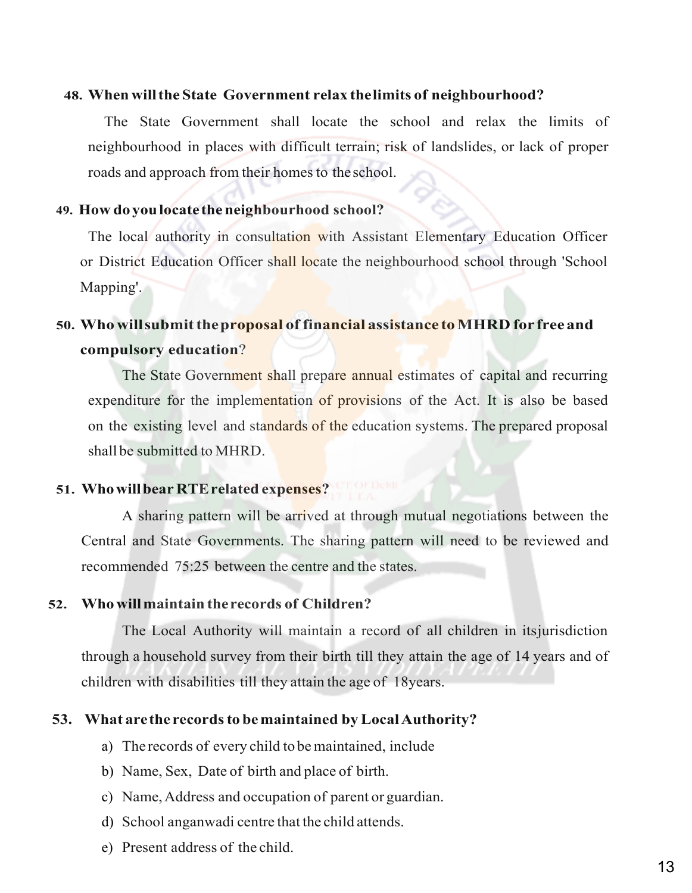**48. When will the State Government relax the limits of neighbourhood?**

The State Government shall locate the school and relax the limits of neighbourhood in places with difficult terrain; risk of landslides, or lack of proper roads and approach from their homes to the school.

**49. How do you locate the neighbourhood school?**

The local authority in consultation with Assistant Elementary Education Officer or District Education Officer shall locate the neighbourhood school through 'School Mapping'.

**50. Who will submit the proposal of financial assistance to MHRD for free and compulsory education?**

The State Government shall prepare annual estimates of capital and recurring expenditure for the implementation of provisions of the Act. It is also be based on the existing level and standards of the education systems. The prepared proposal shall be submitted to MHRD.

**51. Who will bear RTE related expenses?**

A sharing pattern will be arrived at through mutual negotiations between the Central and State Governments. The sharing pattern will need to be reviewed and recommended 75:25 between the centre and the states.

**52. Who will maintain the records of Children?**

The Local Authority will maintain a record of all children in itsjurisdiction through a household survey from their birth till they attain the age of 14 years and of children with disabilities till they attain the age of 18years.

**53. What are the records to be maintained by Local Authority?**

a) The records of every child to be maintained, include
b) Name, Sex, Date of birth and place of birth.
c) Name, Address and occupation of parent or guardian.
d) School anganwadi centre that the child attends.
e) Present address of the child.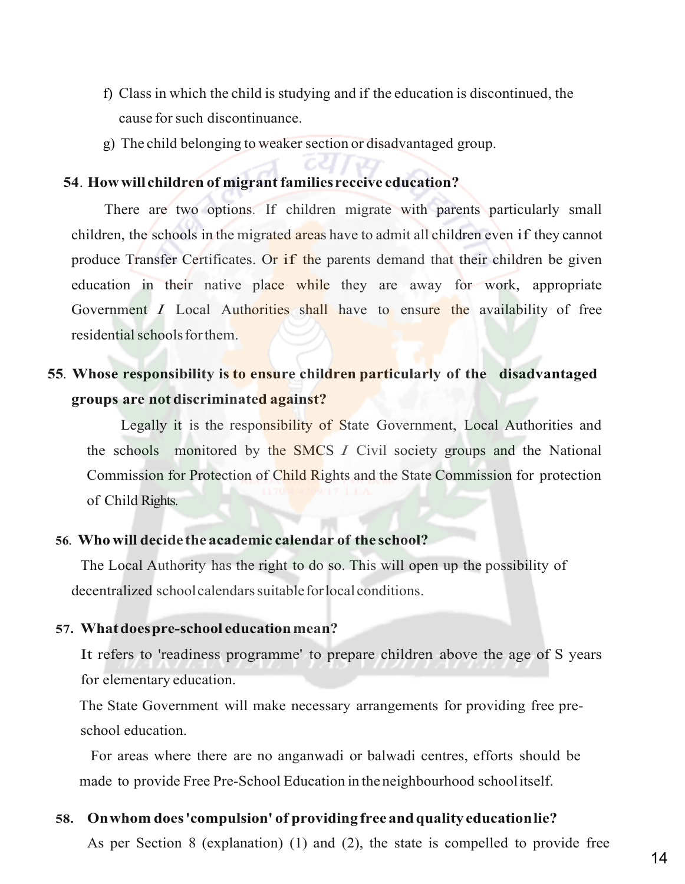f) Class in which the child is studying and if the education is discontinued, the cause for such discontinuance.

g) The child belonging to weaker section or disadvantaged group.

**54. How will children of migrant families receive education?**

There are two options. If children migrate with parents particularly small children, the schools in the migrated areas have to admit all children even if they cannot produce Transfer Certificates. Or if the parents demand that their children be given education in their native place while they are away for work, appropriate Government I Local Authorities shall have to ensure the availability of free residential schools for them.

**55. Whose responsibility is to ensure children particularly of the disadvantaged groups are not discriminated against?**

Legally it is the responsibility of State Government, Local Authorities and the schools monitored by the SMCS I Civil society groups and the National Commission for Protection of Child Rights and the State Commission for protection of Child Rights.

**56. Who will decide the academic calendar of the school?**

The Local Authority has the right to do so. This will open up the possibility of decentralized school calendars suitable for local conditions.

**57. What does pre-school education mean?**

It refers to 'readiness programme' to prepare children above the age of S years for elementary education.

The State Government will make necessary arrangements for providing free pre-school education.

For areas where there are no anganwadi or balwadi centres, efforts should be made to provide Free Pre-School Education in the neighbourhood school itself.

**58. On whom does 'compulsion' of providing free and quality education lie?**

As per Section 8 (explanation) (1) and (2), the state is compelled to provide free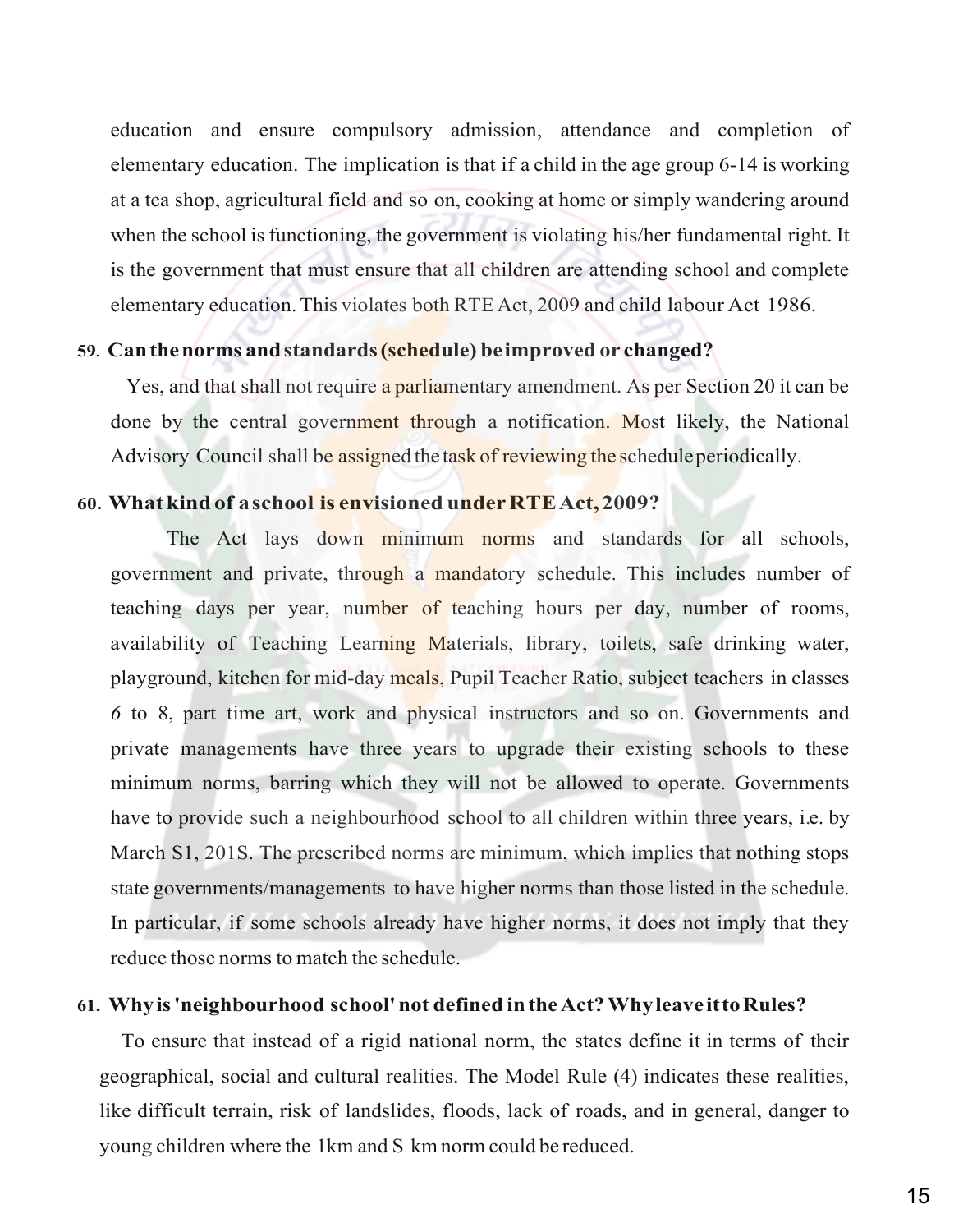education and ensure compulsory admission, attendance and completion of elementary education. The implication is that if a child in the age group 6-14 is working at a tea shop, agricultural field and so on, cooking at home or simply wandering around when the school is functioning, the government is violating his/her fundamental right. It is the government that must ensure that all children are attending school and complete elementary education. This violates both RTE Act, 2009 and child labour Act 1986.

**59. Can the norms and standards (schedule) be improved or changed?**

Yes, and that shall not require a parliamentary amendment. As per Section 20 it can be done by the central government through a notification. Most likely, the National Advisory Council shall be assigned the task of reviewing the schedule periodically.

**60. What kind of a school is envisioned under RTE Act, 2009?**

The Act lays down minimum norms and standards for all schools, government and private, through a mandatory schedule. This includes number of teaching days per year, number of teaching hours per day, number of rooms, availability of Teaching Learning Materials, library, toilets, safe drinking water, playground, kitchen for mid-day meals, Pupil Teacher Ratio, subject teachers in classes 6 to 8, part time art, work and physical instructors and so on. Governments and private managements have three years to upgrade their existing schools to these minimum norms, barring which they will not be allowed to operate. Governments have to provide such a neighbourhood school to all children within three years, i.e. by March S1, 201S. The prescribed norms are minimum, which implies that nothing stops state governments/managements to have higher norms than those listed in the schedule. In particular, if some schools already have higher norms, it does not imply that they reduce those norms to match the schedule.

**61. Why is 'neighbourhood school' not defined in the Act? Why leave it to Rules?**

To ensure that instead of a rigid national norm, the states define it in terms of their geographical, social and cultural realities. The Model Rule (4) indicates these realities, like difficult terrain, risk of landslides, floods, lack of roads, and in general, danger to young children where the 1km and S km norm could be reduced.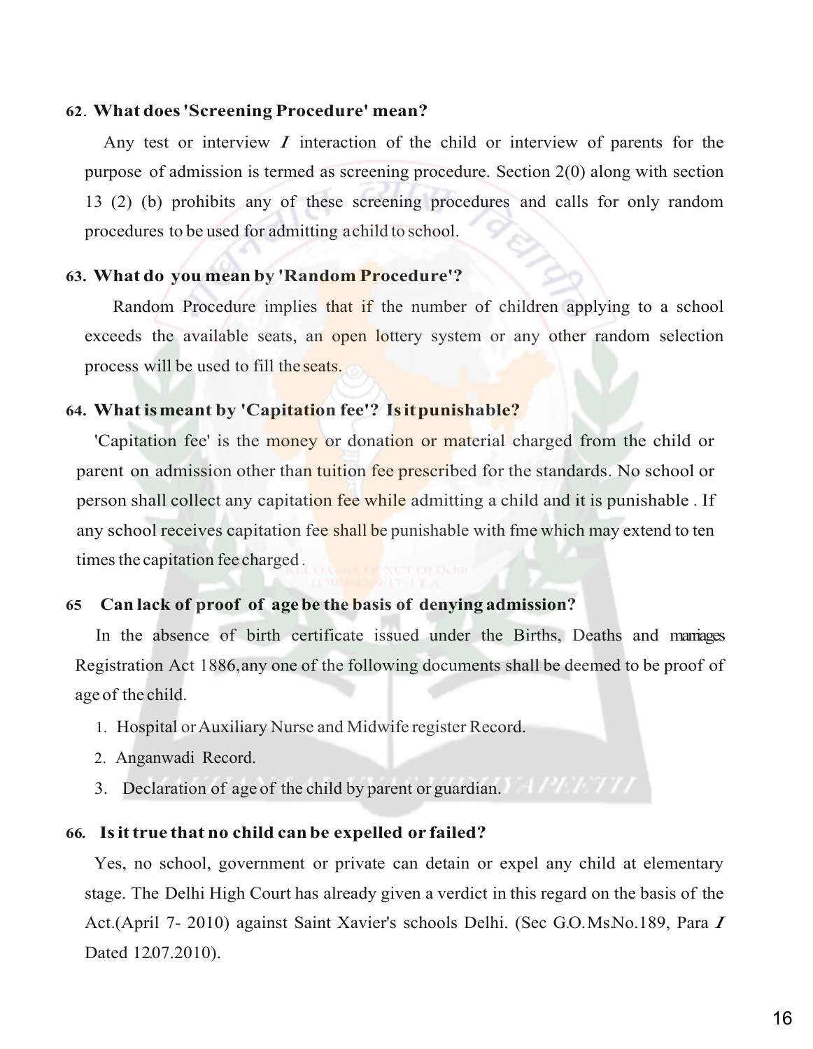### 62. What does 'Screening Procedure' mean?

Any test or interview *I* interaction of the child or interview of parents for the purpose of admission is termed as screening procedure. Section 2(0) along with section 13 (2) (b) prohibits any of these screening procedures and calls for only random procedures to be used for admitting achild to school.

### 63. What do you mean by 'Random Procedure'?

Random Procedure implies that if the number of children applying to a school exceeds the available seats, an open lottery system or any other random selection process will be used to fill the seats.

### 64. What is meant by 'Capitation fee'? Is it punishable?

'Capitation fee' is the money or donation or material charged from the child or parent on admission other than tuition fee prescribed for the standards. No school or person shall collect any capitation fee while admitting a child and it is punishable . If any school receives capitation fee shall be punishable with fme which may extend to ten times the capitation fee charged .

### 65 Can lack of proof of age be the basis of denying admission?

In the absence of birth certificate issued under the Births, Deaths and marriages Registration Act 1886,any one of the following documents shall be deemed to be proof of age of the child.

1. Hospital or Auxiliary Nurse and Midwife register Record.
2. Anganwadi Record.
3. Declaration of age of the child by parent or guardian.

### 66. Is it true that no child can be expelled or failed?

Yes, no school, government or private can detain or expel any child at elementary stage. The Delhi High Court has already given a verdict in this regard on the basis of the Act.(April 7- 2010) against Saint Xavier's schools Delhi. (Sec G.O.Ms.No.189, Para *I* Dated 12.07.2010).